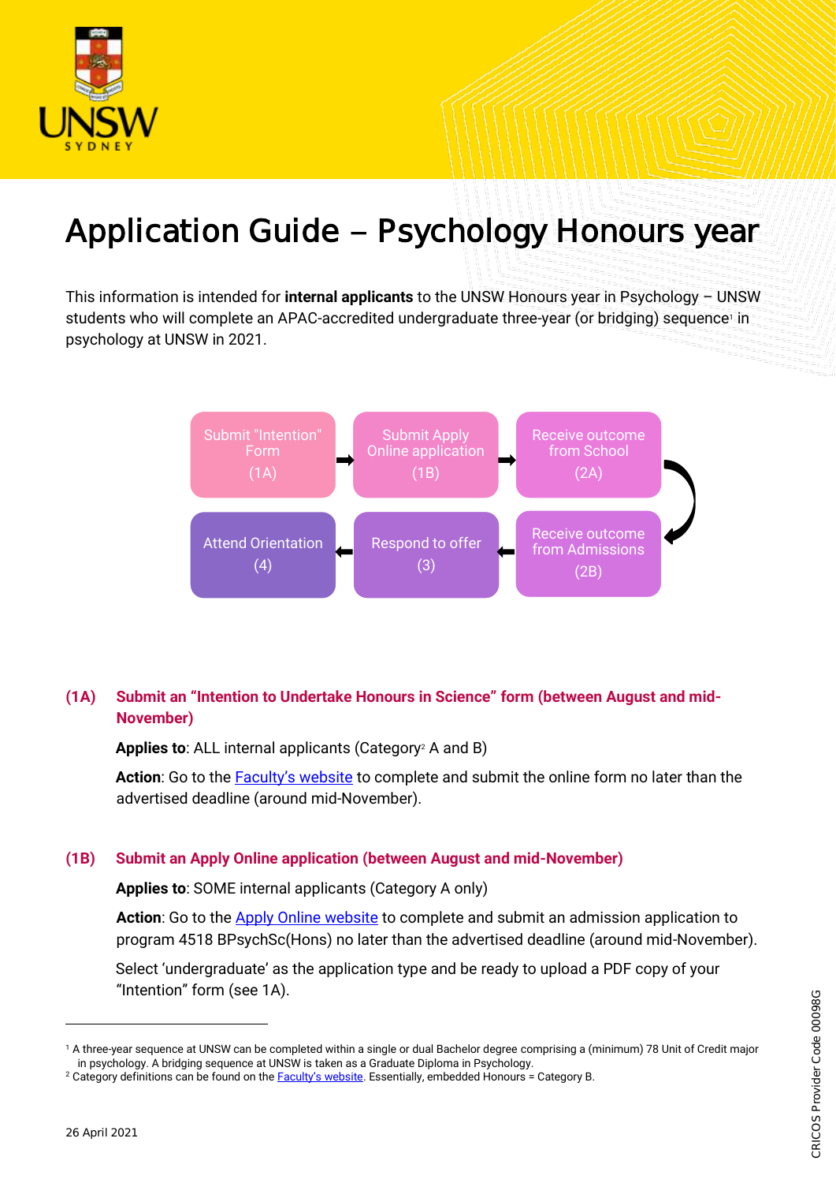# Application Guide – Psychology Honours year

This information is intended for **internal applicants** to the UNSW Honours year in Psychology – UNSW students who will complete an APAC-accredited undergraduate three-year (or bridging) sequence[1] in psychology at UNSW in 2021.

Submit "Intention" Form (1A) → Submit Apply Online application (1B) → Receive outcome from School (2A) → Receive outcome from Admissions (2B) → Respond to offer (3) → Attend Orientation (4)

## (1A) Submit an "Intention to Undertake Honours in Science" form (between August and mid-November)

**Applies to**: ALL internal applicants (Category[2] A and B)

**Action**: Go to the Faculty's website to complete and submit the online form no later than the advertised deadline (around mid-November).

## (1B) Submit an Apply Online application (between August and mid-November)

**Applies to**: SOME internal applicants (Category A only)

**Action**: Go to the Apply Online website to complete and submit an admission application to program 4518 BPsychSc(Hons) no later than the advertised deadline (around mid-November).

Select 'undergraduate' as the application type and be ready to upload a PDF copy of your "Intention" form (see 1A).

---

[1] A three-year sequence at UNSW can be completed within a single or dual Bachelor degree comprising a (minimum) 78 Unit of Credit major in psychology. A bridging sequence at UNSW is taken as a Graduate Diploma in Psychology.

[2] Category definitions can be found on the Faculty's website. Essentially, embedded Honours = Category B.

26 April 2021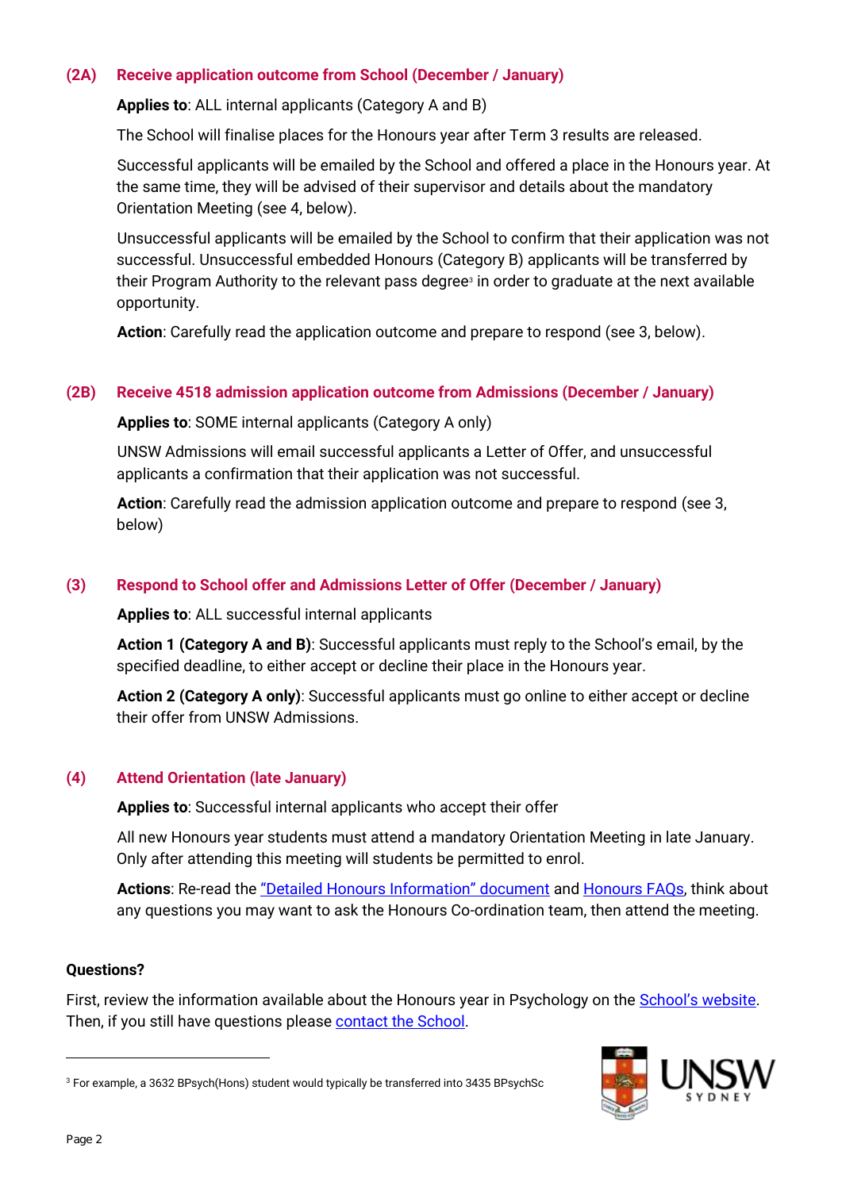### (2A) Receive application outcome from School (December / January)

**Applies to**: ALL internal applicants (Category A and B)

The School will finalise places for the Honours year after Term 3 results are released.

Successful applicants will be emailed by the School and offered a place in the Honours year. At the same time, they will be advised of their supervisor and details about the mandatory Orientation Meeting (see 4, below).

Unsuccessful applicants will be emailed by the School to confirm that their application was not successful. Unsuccessful embedded Honours (Category B) applicants will be transferred by their Program Authority to the relevant pass degree[3] in order to graduate at the next available opportunity.

**Action**: Carefully read the application outcome and prepare to respond (see 3, below).

### (2B) Receive 4518 admission application outcome from Admissions (December / January)

**Applies to**: SOME internal applicants (Category A only)

UNSW Admissions will email successful applicants a Letter of Offer, and unsuccessful applicants a confirmation that their application was not successful.

**Action**: Carefully read the admission application outcome and prepare to respond (see 3, below)

### (3) Respond to School offer and Admissions Letter of Offer (December / January)

**Applies to**: ALL successful internal applicants

**Action 1 (Category A and B)**: Successful applicants must reply to the School's email, by the specified deadline, to either accept or decline their place in the Honours year.

**Action 2 (Category A only)**: Successful applicants must go online to either accept or decline their offer from UNSW Admissions.

### (4) Attend Orientation (late January)

**Applies to**: Successful internal applicants who accept their offer

All new Honours year students must attend a mandatory Orientation Meeting in late January. Only after attending this meeting will students be permitted to enrol.

**Actions**: Re-read the "Detailed Honours Information" document and Honours FAQs, think about any questions you may want to ask the Honours Co-ordination team, then attend the meeting.

**Questions?**

First, review the information available about the Honours year in Psychology on the School's website. Then, if you still have questions please contact the School.

[3] For example, a 3632 BPsych(Hons) student would typically be transferred into 3435 BPsychSc